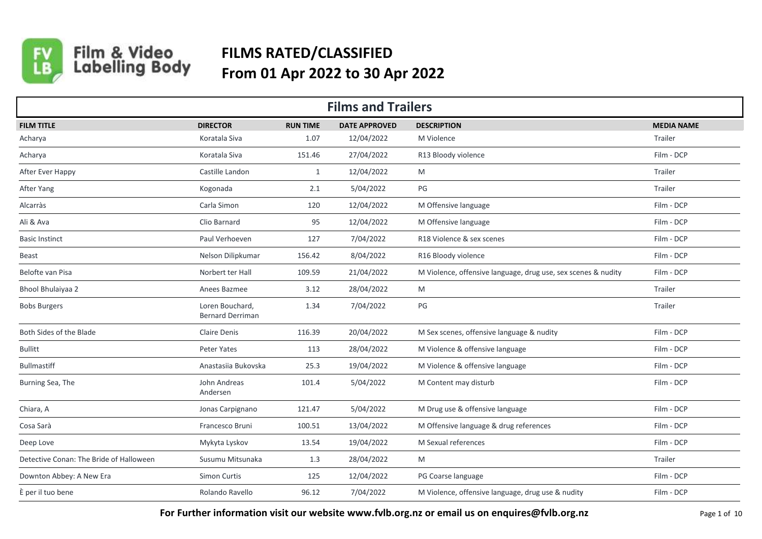# FILMS RATED/CLASSIFIED
## From 01 Apr 2022 to 30 Apr 2022

## Films and Trailers

| FILM TITLE | DIRECTOR | RUN TIME | DATE APPROVED | DESCRIPTION | MEDIA NAME |
|---|---|---|---|---|---|
| Acharya | Koratala Siva | 1.07 | 12/04/2022 | M Violence | Trailer |
| Acharya | Koratala Siva | 151.46 | 27/04/2022 | R13 Bloody violence | Film - DCP |
| After Ever Happy | Castille Landon | 1 | 12/04/2022 | M | Trailer |
| After Yang | Kogonada | 2.1 | 5/04/2022 | PG | Trailer |
| Alcarràs | Carla Simon | 120 | 12/04/2022 | M Offensive language | Film - DCP |
| Ali & Ava | Clio Barnard | 95 | 12/04/2022 | M Offensive language | Film - DCP |
| Basic Instinct | Paul Verhoeven | 127 | 7/04/2022 | R18 Violence & sex scenes | Film - DCP |
| Beast | Nelson Dilipkumar | 156.42 | 8/04/2022 | R16 Bloody violence | Film - DCP |
| Belofte van Pisa | Norbert ter Hall | 109.59 | 21/04/2022 | M Violence, offensive language, drug use, sex scenes & nudity | Film - DCP |
| Bhool Bhulaiyaa 2 | Anees Bazmee | 3.12 | 28/04/2022 | M | Trailer |
| Bobs Burgers | Loren Bouchard, Bernard Derriman | 1.34 | 7/04/2022 | PG | Trailer |
| Both Sides of the Blade | Claire Denis | 116.39 | 20/04/2022 | M Sex scenes, offensive language & nudity | Film - DCP |
| Bullitt | Peter Yates | 113 | 28/04/2022 | M Violence & offensive language | Film - DCP |
| Bullmastiff | Anastasiia Bukovska | 25.3 | 19/04/2022 | M Violence & offensive language | Film - DCP |
| Burning Sea, The | John Andreas Andersen | 101.4 | 5/04/2022 | M Content may disturb | Film - DCP |
| Chiara, A | Jonas Carpignano | 121.47 | 5/04/2022 | M Drug use & offensive language | Film - DCP |
| Cosa Sarà | Francesco Bruni | 100.51 | 13/04/2022 | M Offensive language & drug references | Film - DCP |
| Deep Love | Mykyta Lyskov | 13.54 | 19/04/2022 | M Sexual references | Film - DCP |
| Detective Conan: The Bride of Halloween | Susumu Mitsunaka | 1.3 | 28/04/2022 | M | Trailer |
| Downton Abbey: A New Era | Simon Curtis | 125 | 12/04/2022 | PG Coarse language | Film - DCP |
| È per il tuo bene | Rolando Ravello | 96.12 | 7/04/2022 | M Violence, offensive language, drug use & nudity | Film - DCP |

**For Further information visit our website www.fvlb.org.nz or email us on enquires@fvlb.org.nz**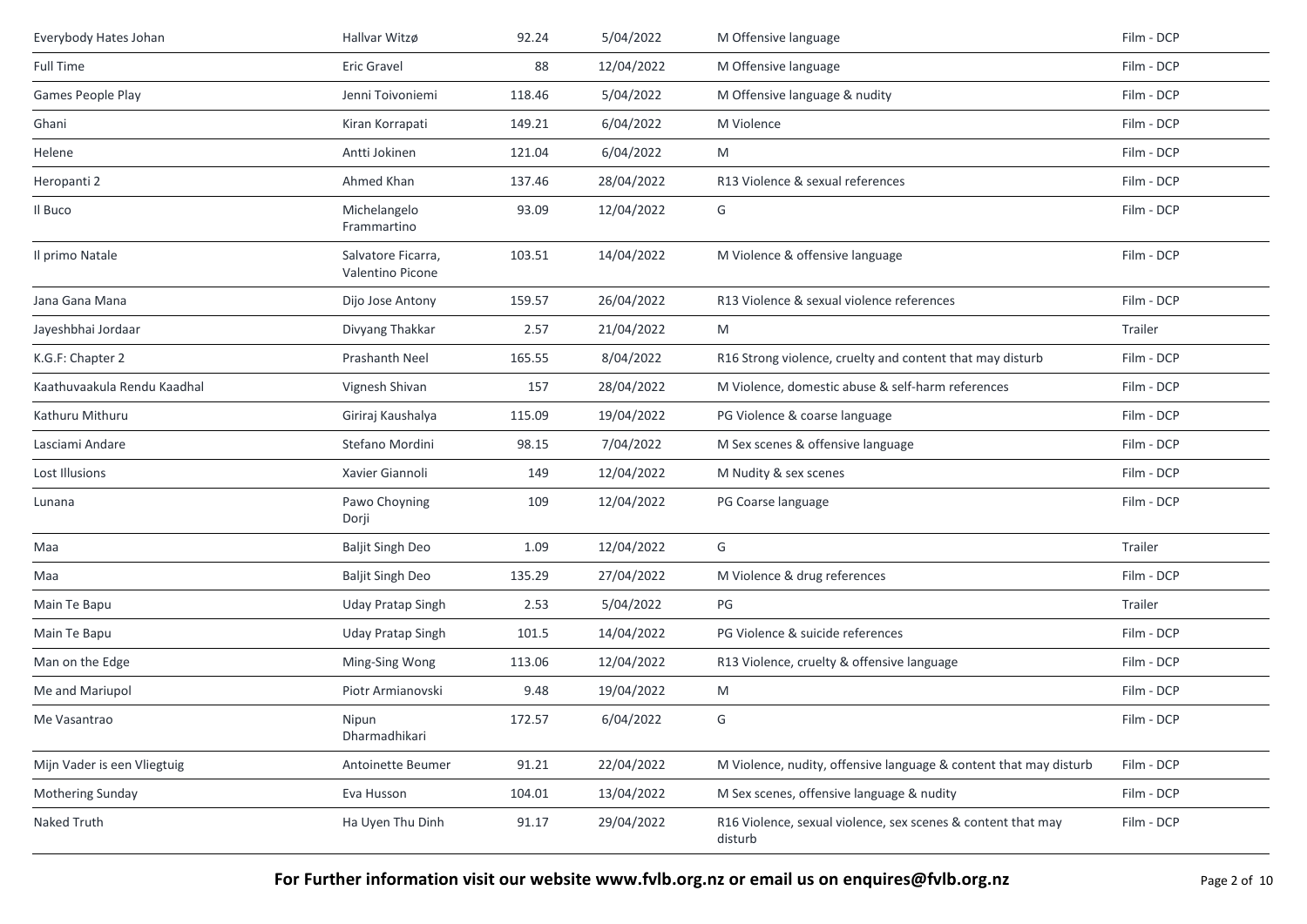| | | | | | |
|---|---|---|---|---|---|
| Everybody Hates Johan | Hallvar Witzø | 92.24 | 5/04/2022 | M Offensive language | Film - DCP |
| Full Time | Eric Gravel | 88 | 12/04/2022 | M Offensive language | Film - DCP |
| Games People Play | Jenni Toivoniemi | 118.46 | 5/04/2022 | M Offensive language & nudity | Film - DCP |
| Ghani | Kiran Korrapati | 149.21 | 6/04/2022 | M Violence | Film - DCP |
| Helene | Antti Jokinen | 121.04 | 6/04/2022 | M | Film - DCP |
| Heropanti 2 | Ahmed Khan | 137.46 | 28/04/2022 | R13 Violence & sexual references | Film - DCP |
| Il Buco | Michelangelo Frammartino | 93.09 | 12/04/2022 | G | Film - DCP |
| Il primo Natale | Salvatore Ficarra, Valentino Picone | 103.51 | 14/04/2022 | M Violence & offensive language | Film - DCP |
| Jana Gana Mana | Dijo Jose Antony | 159.57 | 26/04/2022 | R13 Violence & sexual violence references | Film - DCP |
| Jayeshbhai Jordaar | Divyang Thakkar | 2.57 | 21/04/2022 | M | Trailer |
| K.G.F: Chapter 2 | Prashanth Neel | 165.55 | 8/04/2022 | R16 Strong violence, cruelty and content that may disturb | Film - DCP |
| Kaathuvaakula Rendu Kaadhal | Vignesh Shivan | 157 | 28/04/2022 | M Violence, domestic abuse & self-harm references | Film - DCP |
| Kathuru Mithuru | Giriraj Kaushalya | 115.09 | 19/04/2022 | PG Violence & coarse language | Film - DCP |
| Lasciami Andare | Stefano Mordini | 98.15 | 7/04/2022 | M Sex scenes & offensive language | Film - DCP |
| Lost Illusions | Xavier Giannoli | 149 | 12/04/2022 | M Nudity & sex scenes | Film - DCP |
| Lunana | Pawo Choyning Dorji | 109 | 12/04/2022 | PG Coarse language | Film - DCP |
| Maa | Baljit Singh Deo | 1.09 | 12/04/2022 | G | Trailer |
| Maa | Baljit Singh Deo | 135.29 | 27/04/2022 | M Violence & drug references | Film - DCP |
| Main Te Bapu | Uday Pratap Singh | 2.53 | 5/04/2022 | PG | Trailer |
| Main Te Bapu | Uday Pratap Singh | 101.5 | 14/04/2022 | PG Violence & suicide references | Film - DCP |
| Man on the Edge | Ming-Sing Wong | 113.06 | 12/04/2022 | R13 Violence, cruelty & offensive language | Film - DCP |
| Me and Mariupol | Piotr Armianovski | 9.48 | 19/04/2022 | M | Film - DCP |
| Me Vasantrao | Nipun Dharmadhikari | 172.57 | 6/04/2022 | G | Film - DCP |
| Mijn Vader is een Vliegtuig | Antoinette Beumer | 91.21 | 22/04/2022 | M Violence, nudity, offensive language & content that may disturb | Film - DCP |
| Mothering Sunday | Eva Husson | 104.01 | 13/04/2022 | M Sex scenes, offensive language & nudity | Film - DCP |
| Naked Truth | Ha Uyen Thu Dinh | 91.17 | 29/04/2022 | R16 Violence, sexual violence, sex scenes & content that may disturb | Film - DCP |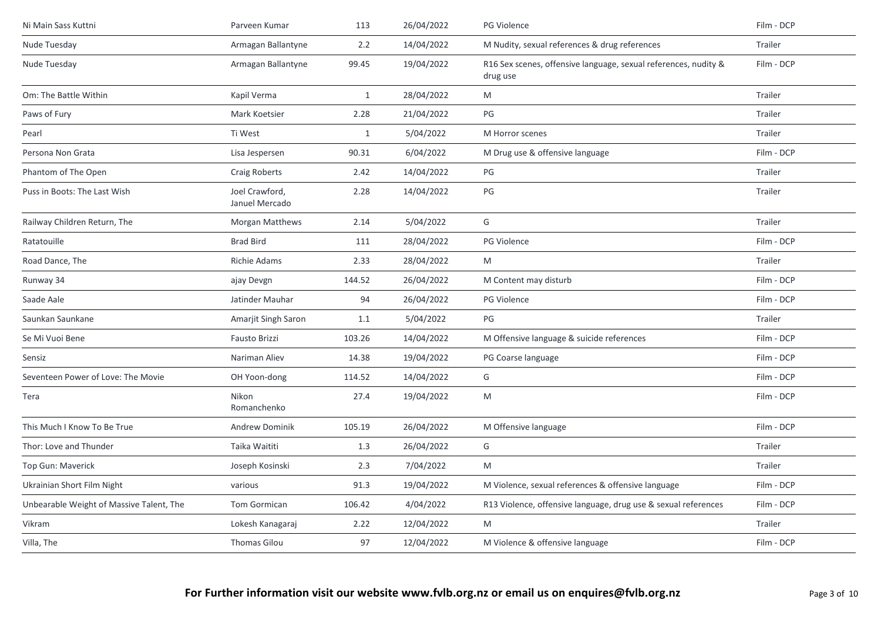| | | | | | |
|---|---|---|---|---|---|
| Ni Main Sass Kuttni | Parveen Kumar | 113 | 26/04/2022 | PG Violence | Film - DCP |
| Nude Tuesday | Armagan Ballantyne | 2.2 | 14/04/2022 | M Nudity, sexual references & drug references | Trailer |
| Nude Tuesday | Armagan Ballantyne | 99.45 | 19/04/2022 | R16 Sex scenes, offensive language, sexual references, nudity & drug use | Film - DCP |
| Om: The Battle Within | Kapil Verma | 1 | 28/04/2022 | M | Trailer |
| Paws of Fury | Mark Koetsier | 2.28 | 21/04/2022 | PG | Trailer |
| Pearl | Ti West | 1 | 5/04/2022 | M Horror scenes | Trailer |
| Persona Non Grata | Lisa Jespersen | 90.31 | 6/04/2022 | M Drug use & offensive language | Film - DCP |
| Phantom of The Open | Craig Roberts | 2.42 | 14/04/2022 | PG | Trailer |
| Puss in Boots: The Last Wish | Joel Crawford, Januel Mercado | 2.28 | 14/04/2022 | PG | Trailer |
| Railway Children Return, The | Morgan Matthews | 2.14 | 5/04/2022 | G | Trailer |
| Ratatouille | Brad Bird | 111 | 28/04/2022 | PG Violence | Film - DCP |
| Road Dance, The | Richie Adams | 2.33 | 28/04/2022 | M | Trailer |
| Runway 34 | ajay Devgn | 144.52 | 26/04/2022 | M Content may disturb | Film - DCP |
| Saade Aale | Jatinder Mauhar | 94 | 26/04/2022 | PG Violence | Film - DCP |
| Saunkan Saunkane | Amarjit Singh Saron | 1.1 | 5/04/2022 | PG | Trailer |
| Se Mi Vuoi Bene | Fausto Brizzi | 103.26 | 14/04/2022 | M Offensive language & suicide references | Film - DCP |
| Sensiz | Nariman Aliev | 14.38 | 19/04/2022 | PG Coarse language | Film - DCP |
| Seventeen Power of Love: The Movie | OH Yoon-dong | 114.52 | 14/04/2022 | G | Film - DCP |
| Tera | Nikon Romanchenko | 27.4 | 19/04/2022 | M | Film - DCP |
| This Much I Know To Be True | Andrew Dominik | 105.19 | 26/04/2022 | M Offensive language | Film - DCP |
| Thor: Love and Thunder | Taika Waititi | 1.3 | 26/04/2022 | G | Trailer |
| Top Gun: Maverick | Joseph Kosinski | 2.3 | 7/04/2022 | M | Trailer |
| Ukrainian Short Film Night | various | 91.3 | 19/04/2022 | M Violence, sexual references & offensive language | Film - DCP |
| Unbearable Weight of Massive Talent, The | Tom Gormican | 106.42 | 4/04/2022 | R13 Violence, offensive language, drug use & sexual references | Film - DCP |
| Vikram | Lokesh Kanagaraj | 2.22 | 12/04/2022 | M | Trailer |
| Villa, The | Thomas Gilou | 97 | 12/04/2022 | M Violence & offensive language | Film - DCP |

**For Further information visit our website www.fvlb.org.nz or email us on enquires@fvlb.org.nz**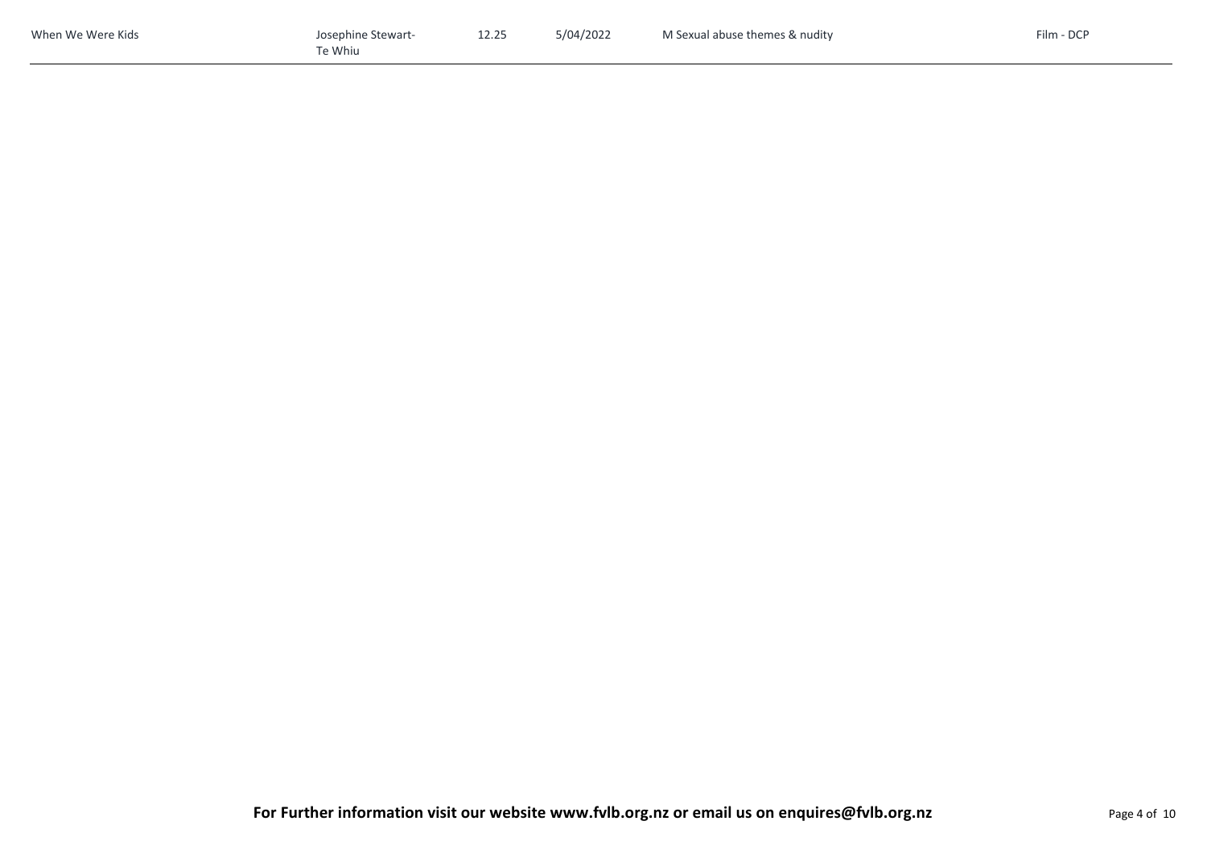| When We Were Kids | Josephine Stewart-Te Whiu | 12.25 | 5/04/2022 | M Sexual abuse themes & nudity | Film - DCP |
|---|---|---|---|---|---|

**For Further information visit our website www.fvlb.org.nz or email us on enquires@fvlb.org.nz**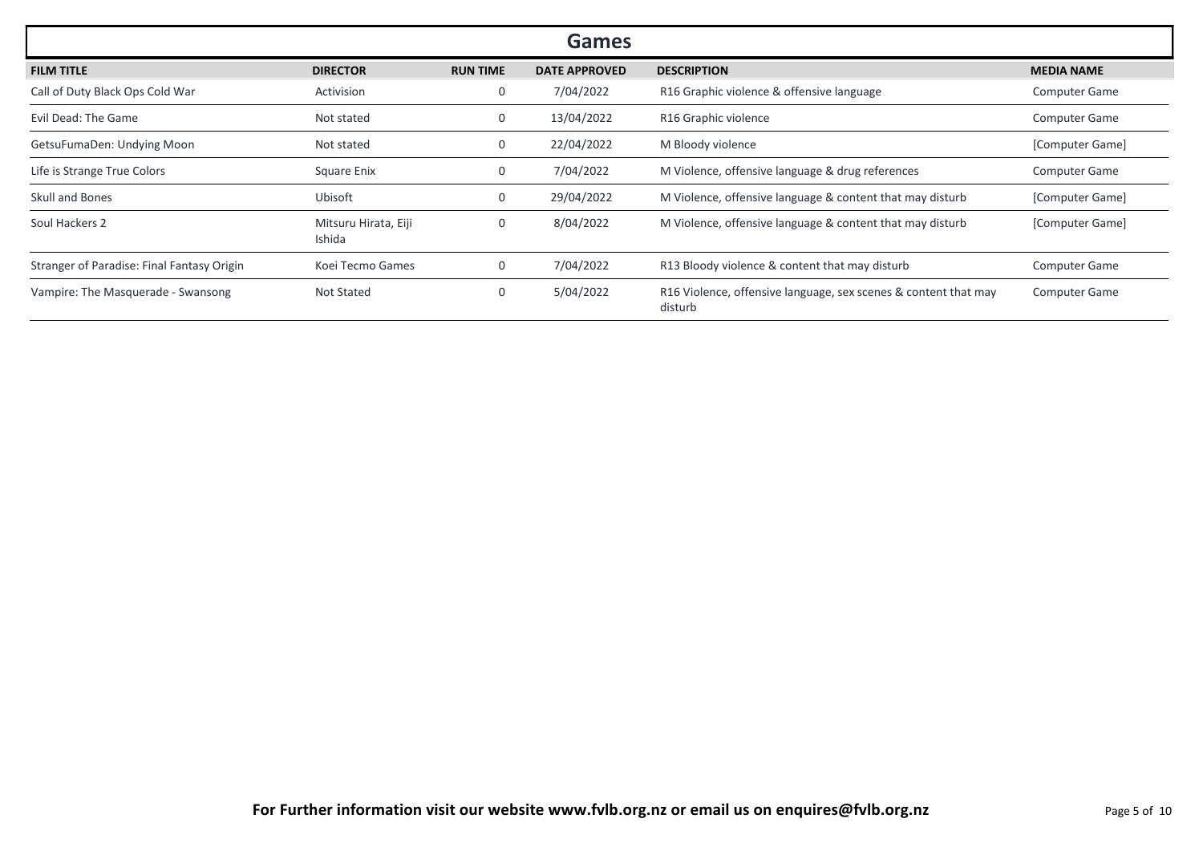# Games

| FILM TITLE | DIRECTOR | RUN TIME | DATE APPROVED | DESCRIPTION | MEDIA NAME |
|---|---|---|---|---|---|
| Call of Duty Black Ops Cold War | Activision | 0 | 7/04/2022 | R16 Graphic violence & offensive language | Computer Game |
| Evil Dead: The Game | Not stated | 0 | 13/04/2022 | R16 Graphic violence | Computer Game |
| GetsuFumaDen: Undying Moon | Not stated | 0 | 22/04/2022 | M Bloody violence | [Computer Game] |
| Life is Strange True Colors | Square Enix | 0 | 7/04/2022 | M Violence, offensive language & drug references | Computer Game |
| Skull and Bones | Ubisoft | 0 | 29/04/2022 | M Violence, offensive language & content that may disturb | [Computer Game] |
| Soul Hackers 2 | Mitsuru Hirata, Eiji Ishida | 0 | 8/04/2022 | M Violence, offensive language & content that may disturb | [Computer Game] |
| Stranger of Paradise: Final Fantasy Origin | Koei Tecmo Games | 0 | 7/04/2022 | R13 Bloody violence & content that may disturb | Computer Game |
| Vampire: The Masquerade - Swansong | Not Stated | 0 | 5/04/2022 | R16 Violence, offensive language, sex scenes & content that may disturb | Computer Game |

**For Further information visit our website www.fvlb.org.nz or email us on enquires@fvlb.org.nz**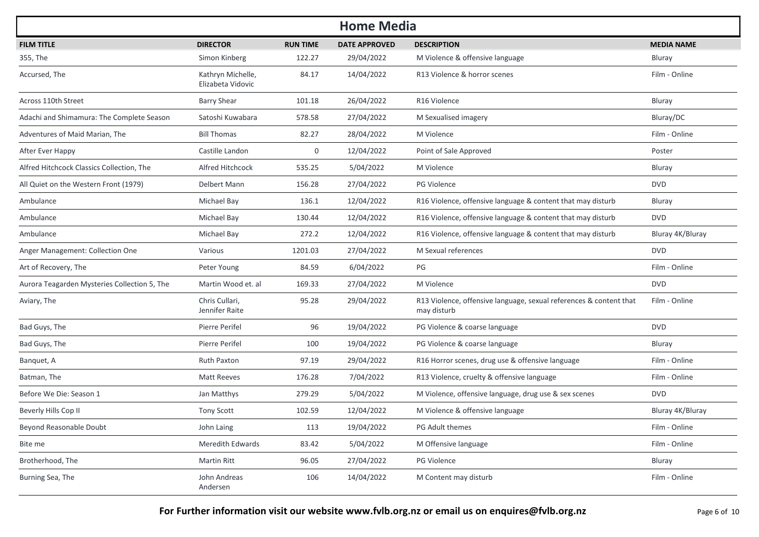# Home Media

| FILM TITLE | DIRECTOR | RUN TIME | DATE APPROVED | DESCRIPTION | MEDIA NAME |
|---|---|---|---|---|---|
| 355, The | Simon Kinberg | 122.27 | 29/04/2022 | M Violence & offensive language | Bluray |
| Accursed, The | Kathryn Michelle, Elizabeta Vidovic | 84.17 | 14/04/2022 | R13 Violence & horror scenes | Film - Online |
| Across 110th Street | Barry Shear | 101.18 | 26/04/2022 | R16 Violence | Bluray |
| Adachi and Shimamura: The Complete Season | Satoshi Kuwabara | 578.58 | 27/04/2022 | M Sexualised imagery | Bluray/DC |
| Adventures of Maid Marian, The | Bill Thomas | 82.27 | 28/04/2022 | M Violence | Film - Online |
| After Ever Happy | Castille Landon | 0 | 12/04/2022 | Point of Sale Approved | Poster |
| Alfred Hitchcock Classics Collection, The | Alfred Hitchcock | 535.25 | 5/04/2022 | M Violence | Bluray |
| All Quiet on the Western Front (1979) | Delbert Mann | 156.28 | 27/04/2022 | PG Violence | DVD |
| Ambulance | Michael Bay | 136.1 | 12/04/2022 | R16 Violence, offensive language & content that may disturb | Bluray |
| Ambulance | Michael Bay | 130.44 | 12/04/2022 | R16 Violence, offensive language & content that may disturb | DVD |
| Ambulance | Michael Bay | 272.2 | 12/04/2022 | R16 Violence, offensive language & content that may disturb | Bluray 4K/Bluray |
| Anger Management: Collection One | Various | 1201.03 | 27/04/2022 | M Sexual references | DVD |
| Art of Recovery, The | Peter Young | 84.59 | 6/04/2022 | PG | Film - Online |
| Aurora Teagarden Mysteries Collection 5, The | Martin Wood et. al | 169.33 | 27/04/2022 | M Violence | DVD |
| Aviary, The | Chris Cullari, Jennifer Raite | 95.28 | 29/04/2022 | R13 Violence, offensive language, sexual references & content that may disturb | Film - Online |
| Bad Guys, The | Pierre Perifel | 96 | 19/04/2022 | PG Violence & coarse language | DVD |
| Bad Guys, The | Pierre Perifel | 100 | 19/04/2022 | PG Violence & coarse language | Bluray |
| Banquet, A | Ruth Paxton | 97.19 | 29/04/2022 | R16 Horror scenes, drug use & offensive language | Film - Online |
| Batman, The | Matt Reeves | 176.28 | 7/04/2022 | R13 Violence, cruelty & offensive language | Film - Online |
| Before We Die: Season 1 | Jan Matthys | 279.29 | 5/04/2022 | M Violence, offensive language, drug use & sex scenes | DVD |
| Beverly Hills Cop II | Tony Scott | 102.59 | 12/04/2022 | M Violence & offensive language | Bluray 4K/Bluray |
| Beyond Reasonable Doubt | John Laing | 113 | 19/04/2022 | PG Adult themes | Film - Online |
| Bite me | Meredith Edwards | 83.42 | 5/04/2022 | M Offensive language | Film - Online |
| Brotherhood, The | Martin Ritt | 96.05 | 27/04/2022 | PG Violence | Bluray |
| Burning Sea, The | John Andreas Andersen | 106 | 14/04/2022 | M Content may disturb | Film - Online |

**For Further information visit our website www.fvlb.org.nz or email us on enquires@fvlb.org.nz**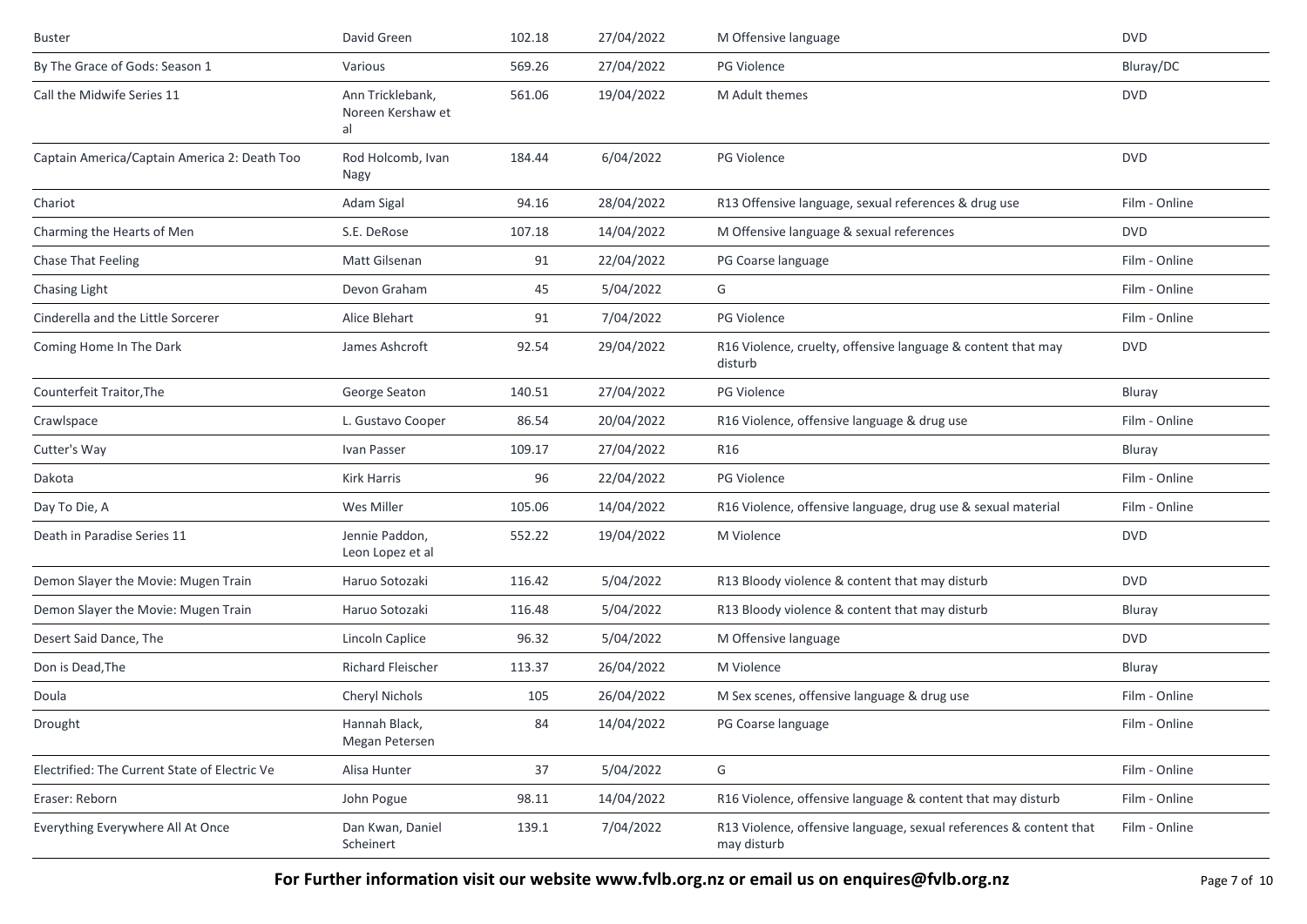| | | | | | |
|---|---|---|---|---|---|
| Buster | David Green | 102.18 | 27/04/2022 | M Offensive language | DVD |
| By The Grace of Gods: Season 1 | Various | 569.26 | 27/04/2022 | PG Violence | Bluray/DC |
| Call the Midwife Series 11 | Ann Tricklebank, Noreen Kershaw et al | 561.06 | 19/04/2022 | M Adult themes | DVD |
| Captain America/Captain America 2: Death Too | Rod Holcomb, Ivan Nagy | 184.44 | 6/04/2022 | PG Violence | DVD |
| Chariot | Adam Sigal | 94.16 | 28/04/2022 | R13 Offensive language, sexual references & drug use | Film - Online |
| Charming the Hearts of Men | S.E. DeRose | 107.18 | 14/04/2022 | M Offensive language & sexual references | DVD |
| Chase That Feeling | Matt Gilsenan | 91 | 22/04/2022 | PG Coarse language | Film - Online |
| Chasing Light | Devon Graham | 45 | 5/04/2022 | G | Film - Online |
| Cinderella and the Little Sorcerer | Alice Blehart | 91 | 7/04/2022 | PG Violence | Film - Online |
| Coming Home In The Dark | James Ashcroft | 92.54 | 29/04/2022 | R16 Violence, cruelty, offensive language & content that may disturb | DVD |
| Counterfeit Traitor,The | George Seaton | 140.51 | 27/04/2022 | PG Violence | Bluray |
| Crawlspace | L. Gustavo Cooper | 86.54 | 20/04/2022 | R16 Violence, offensive language & drug use | Film - Online |
| Cutter's Way | Ivan Passer | 109.17 | 27/04/2022 | R16 | Bluray |
| Dakota | Kirk Harris | 96 | 22/04/2022 | PG Violence | Film - Online |
| Day To Die, A | Wes Miller | 105.06 | 14/04/2022 | R16 Violence, offensive language, drug use & sexual material | Film - Online |
| Death in Paradise Series 11 | Jennie Paddon, Leon Lopez et al | 552.22 | 19/04/2022 | M Violence | DVD |
| Demon Slayer the Movie: Mugen Train | Haruo Sotozaki | 116.42 | 5/04/2022 | R13 Bloody violence & content that may disturb | DVD |
| Demon Slayer the Movie: Mugen Train | Haruo Sotozaki | 116.48 | 5/04/2022 | R13 Bloody violence & content that may disturb | Bluray |
| Desert Said Dance, The | Lincoln Caplice | 96.32 | 5/04/2022 | M Offensive language | DVD |
| Don is Dead,The | Richard Fleischer | 113.37 | 26/04/2022 | M Violence | Bluray |
| Doula | Cheryl Nichols | 105 | 26/04/2022 | M Sex scenes, offensive language & drug use | Film - Online |
| Drought | Hannah Black, Megan Petersen | 84 | 14/04/2022 | PG Coarse language | Film - Online |
| Electrified: The Current State of Electric Ve | Alisa Hunter | 37 | 5/04/2022 | G | Film - Online |
| Eraser: Reborn | John Pogue | 98.11 | 14/04/2022 | R16 Violence, offensive language & content that may disturb | Film - Online |
| Everything Everywhere All At Once | Dan Kwan, Daniel Scheinert | 139.1 | 7/04/2022 | R13 Violence, offensive language, sexual references & content that may disturb | Film - Online |

**For Further information visit our website www.fvlb.org.nz or email us on enquires@fvlb.org.nz**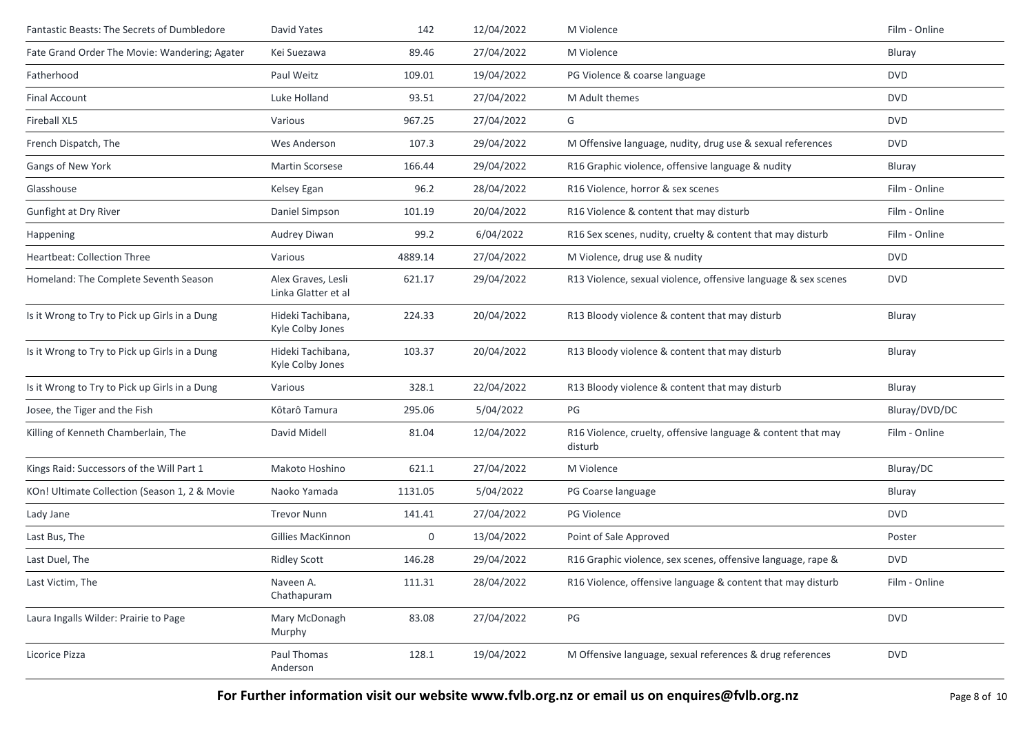| | | | | | |
|---|---|---|---|---|---|
| Fantastic Beasts: The Secrets of Dumbledore | David Yates | 142 | 12/04/2022 | M Violence | Film - Online |
| Fate Grand Order The Movie: Wandering; Agater | Kei Suezawa | 89.46 | 27/04/2022 | M Violence | Bluray |
| Fatherhood | Paul Weitz | 109.01 | 19/04/2022 | PG Violence & coarse language | DVD |
| Final Account | Luke Holland | 93.51 | 27/04/2022 | M Adult themes | DVD |
| Fireball XL5 | Various | 967.25 | 27/04/2022 | G | DVD |
| French Dispatch, The | Wes Anderson | 107.3 | 29/04/2022 | M Offensive language, nudity, drug use & sexual references | DVD |
| Gangs of New York | Martin Scorsese | 166.44 | 29/04/2022 | R16 Graphic violence, offensive language & nudity | Bluray |
| Glasshouse | Kelsey Egan | 96.2 | 28/04/2022 | R16 Violence, horror & sex scenes | Film - Online |
| Gunfight at Dry River | Daniel Simpson | 101.19 | 20/04/2022 | R16 Violence & content that may disturb | Film - Online |
| Happening | Audrey Diwan | 99.2 | 6/04/2022 | R16 Sex scenes, nudity, cruelty & content that may disturb | Film - Online |
| Heartbeat: Collection Three | Various | 4889.14 | 27/04/2022 | M Violence, drug use & nudity | DVD |
| Homeland: The Complete Seventh Season | Alex Graves, Lesli Linka Glatter et al | 621.17 | 29/04/2022 | R13 Violence, sexual violence, offensive language & sex scenes | DVD |
| Is it Wrong to Try to Pick up Girls in a Dung | Hideki Tachibana, Kyle Colby Jones | 224.33 | 20/04/2022 | R13 Bloody violence & content that may disturb | Bluray |
| Is it Wrong to Try to Pick up Girls in a Dung | Hideki Tachibana, Kyle Colby Jones | 103.37 | 20/04/2022 | R13 Bloody violence & content that may disturb | Bluray |
| Is it Wrong to Try to Pick up Girls in a Dung | Various | 328.1 | 22/04/2022 | R13 Bloody violence & content that may disturb | Bluray |
| Josee, the Tiger and the Fish | Kôtarô Tamura | 295.06 | 5/04/2022 | PG | Bluray/DVD/DC |
| Killing of Kenneth Chamberlain, The | David Midell | 81.04 | 12/04/2022 | R16 Violence, cruelty, offensive language & content that may disturb | Film - Online |
| Kings Raid: Successors of the Will Part 1 | Makoto Hoshino | 621.1 | 27/04/2022 | M Violence | Bluray/DC |
| KOn! Ultimate Collection (Season 1, 2 & Movie | Naoko Yamada | 1131.05 | 5/04/2022 | PG Coarse language | Bluray |
| Lady Jane | Trevor Nunn | 141.41 | 27/04/2022 | PG Violence | DVD |
| Last Bus, The | Gillies MacKinnon | 0 | 13/04/2022 | Point of Sale Approved | Poster |
| Last Duel, The | Ridley Scott | 146.28 | 29/04/2022 | R16 Graphic violence, sex scenes, offensive language, rape & | DVD |
| Last Victim, The | Naveen A. Chathapuram | 111.31 | 28/04/2022 | R16 Violence, offensive language & content that may disturb | Film - Online |
| Laura Ingalls Wilder: Prairie to Page | Mary McDonagh Murphy | 83.08 | 27/04/2022 | PG | DVD |
| Licorice Pizza | Paul Thomas Anderson | 128.1 | 19/04/2022 | M Offensive language, sexual references & drug references | DVD |

**For Further information visit our website www.fvlb.org.nz or email us on enquires@fvlb.org.nz**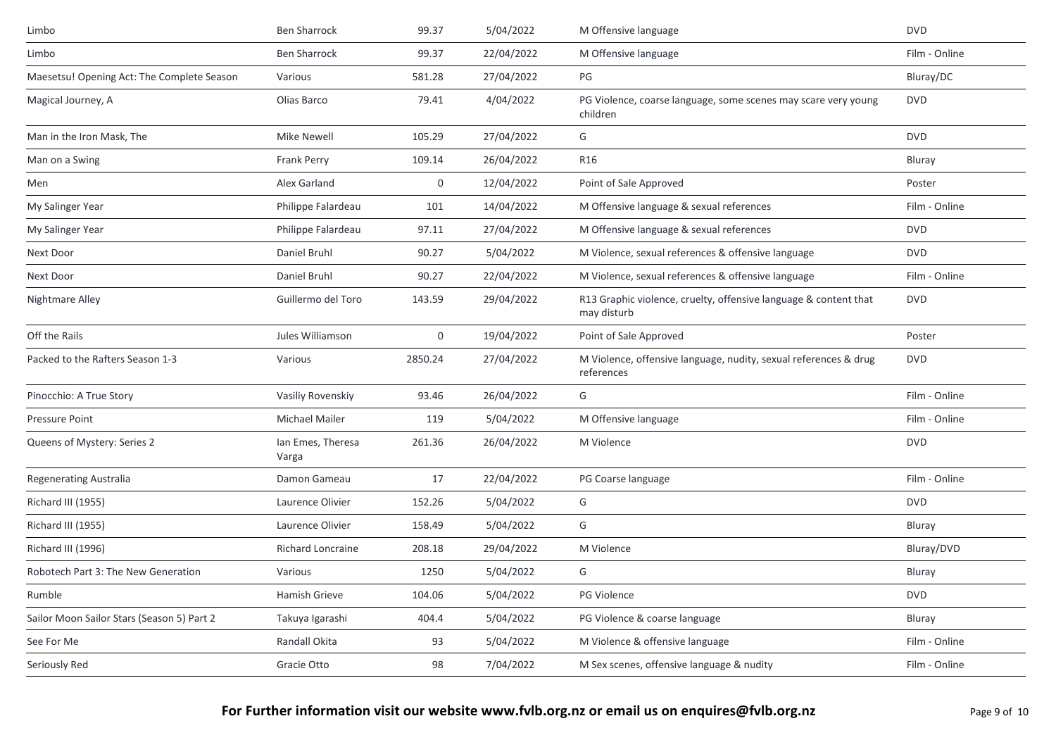| Limbo | Ben Sharrock | 99.37 | 5/04/2022 | M Offensive language | DVD |
|---|---|---|---|---|---|
| Limbo | Ben Sharrock | 99.37 | 22/04/2022 | M Offensive language | Film - Online |
| Maesetsu! Opening Act: The Complete Season | Various | 581.28 | 27/04/2022 | PG | Bluray/DC |
| Magical Journey, A | Olias Barco | 79.41 | 4/04/2022 | PG Violence, coarse language, some scenes may scare very young children | DVD |
| Man in the Iron Mask, The | Mike Newell | 105.29 | 27/04/2022 | G | DVD |
| Man on a Swing | Frank Perry | 109.14 | 26/04/2022 | R16 | Bluray |
| Men | Alex Garland | 0 | 12/04/2022 | Point of Sale Approved | Poster |
| My Salinger Year | Philippe Falardeau | 101 | 14/04/2022 | M Offensive language & sexual references | Film - Online |
| My Salinger Year | Philippe Falardeau | 97.11 | 27/04/2022 | M Offensive language & sexual references | DVD |
| Next Door | Daniel Bruhl | 90.27 | 5/04/2022 | M Violence, sexual references & offensive language | DVD |
| Next Door | Daniel Bruhl | 90.27 | 22/04/2022 | M Violence, sexual references & offensive language | Film - Online |
| Nightmare Alley | Guillermo del Toro | 143.59 | 29/04/2022 | R13 Graphic violence, cruelty, offensive language & content that may disturb | DVD |
| Off the Rails | Jules Williamson | 0 | 19/04/2022 | Point of Sale Approved | Poster |
| Packed to the Rafters Season 1-3 | Various | 2850.24 | 27/04/2022 | M Violence, offensive language, nudity, sexual references & drug references | DVD |
| Pinocchio: A True Story | Vasiliy Rovenskiy | 93.46 | 26/04/2022 | G | Film - Online |
| Pressure Point | Michael Mailer | 119 | 5/04/2022 | M Offensive language | Film - Online |
| Queens of Mystery: Series 2 | Ian Emes, Theresa Varga | 261.36 | 26/04/2022 | M Violence | DVD |
| Regenerating Australia | Damon Gameau | 17 | 22/04/2022 | PG Coarse language | Film - Online |
| Richard III (1955) | Laurence Olivier | 152.26 | 5/04/2022 | G | DVD |
| Richard III (1955) | Laurence Olivier | 158.49 | 5/04/2022 | G | Bluray |
| Richard III (1996) | Richard Loncraine | 208.18 | 29/04/2022 | M Violence | Bluray/DVD |
| Robotech Part 3: The New Generation | Various | 1250 | 5/04/2022 | G | Bluray |
| Rumble | Hamish Grieve | 104.06 | 5/04/2022 | PG Violence | DVD |
| Sailor Moon Sailor Stars (Season 5) Part 2 | Takuya Igarashi | 404.4 | 5/04/2022 | PG Violence & coarse language | Bluray |
| See For Me | Randall Okita | 93 | 5/04/2022 | M Violence & offensive language | Film - Online |
| Seriously Red | Gracie Otto | 98 | 7/04/2022 | M Sex scenes, offensive language & nudity | Film - Online |

**For Further information visit our website www.fvlb.org.nz or email us on enquires@fvlb.org.nz**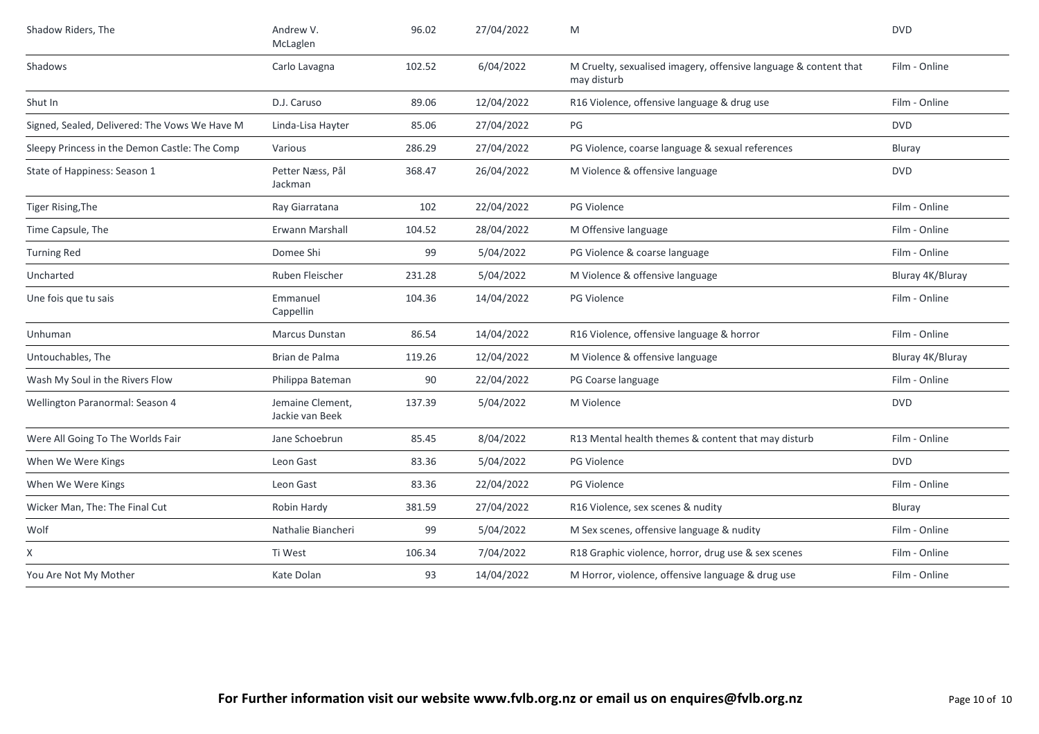| | | | | | |
|---|---|---|---|---|---|
| Shadow Riders, The | Andrew V. McLaglen | 96.02 | 27/04/2022 | M | DVD |
| Shadows | Carlo Lavagna | 102.52 | 6/04/2022 | M Cruelty, sexualised imagery, offensive language & content that may disturb | Film - Online |
| Shut In | D.J. Caruso | 89.06 | 12/04/2022 | R16 Violence, offensive language & drug use | Film - Online |
| Signed, Sealed, Delivered: The Vows We Have M | Linda-Lisa Hayter | 85.06 | 27/04/2022 | PG | DVD |
| Sleepy Princess in the Demon Castle: The Comp | Various | 286.29 | 27/04/2022 | PG Violence, coarse language & sexual references | Bluray |
| State of Happiness: Season 1 | Petter Næss, Pål Jackman | 368.47 | 26/04/2022 | M Violence & offensive language | DVD |
| Tiger Rising,The | Ray Giarratana | 102 | 22/04/2022 | PG Violence | Film - Online |
| Time Capsule, The | Erwann Marshall | 104.52 | 28/04/2022 | M Offensive language | Film - Online |
| Turning Red | Domee Shi | 99 | 5/04/2022 | PG Violence & coarse language | Film - Online |
| Uncharted | Ruben Fleischer | 231.28 | 5/04/2022 | M Violence & offensive language | Bluray 4K/Bluray |
| Une fois que tu sais | Emmanuel Cappellin | 104.36 | 14/04/2022 | PG Violence | Film - Online |
| Unhuman | Marcus Dunstan | 86.54 | 14/04/2022 | R16 Violence, offensive language & horror | Film - Online |
| Untouchables, The | Brian de Palma | 119.26 | 12/04/2022 | M Violence & offensive language | Bluray 4K/Bluray |
| Wash My Soul in the Rivers Flow | Philippa Bateman | 90 | 22/04/2022 | PG Coarse language | Film - Online |
| Wellington Paranormal: Season 4 | Jemaine Clement, Jackie van Beek | 137.39 | 5/04/2022 | M Violence | DVD |
| Were All Going To The Worlds Fair | Jane Schoebrun | 85.45 | 8/04/2022 | R13 Mental health themes & content that may disturb | Film - Online |
| When We Were Kings | Leon Gast | 83.36 | 5/04/2022 | PG Violence | DVD |
| When We Were Kings | Leon Gast | 83.36 | 22/04/2022 | PG Violence | Film - Online |
| Wicker Man, The: The Final Cut | Robin Hardy | 381.59 | 27/04/2022 | R16 Violence, sex scenes & nudity | Bluray |
| Wolf | Nathalie Biancheri | 99 | 5/04/2022 | M Sex scenes, offensive language & nudity | Film - Online |
| X | Ti West | 106.34 | 7/04/2022 | R18 Graphic violence, horror, drug use & sex scenes | Film - Online |
| You Are Not My Mother | Kate Dolan | 93 | 14/04/2022 | M Horror, violence, offensive language & drug use | Film - Online |

**For Further information visit our website www.fvlb.org.nz or email us on enquires@fvlb.org.nz**